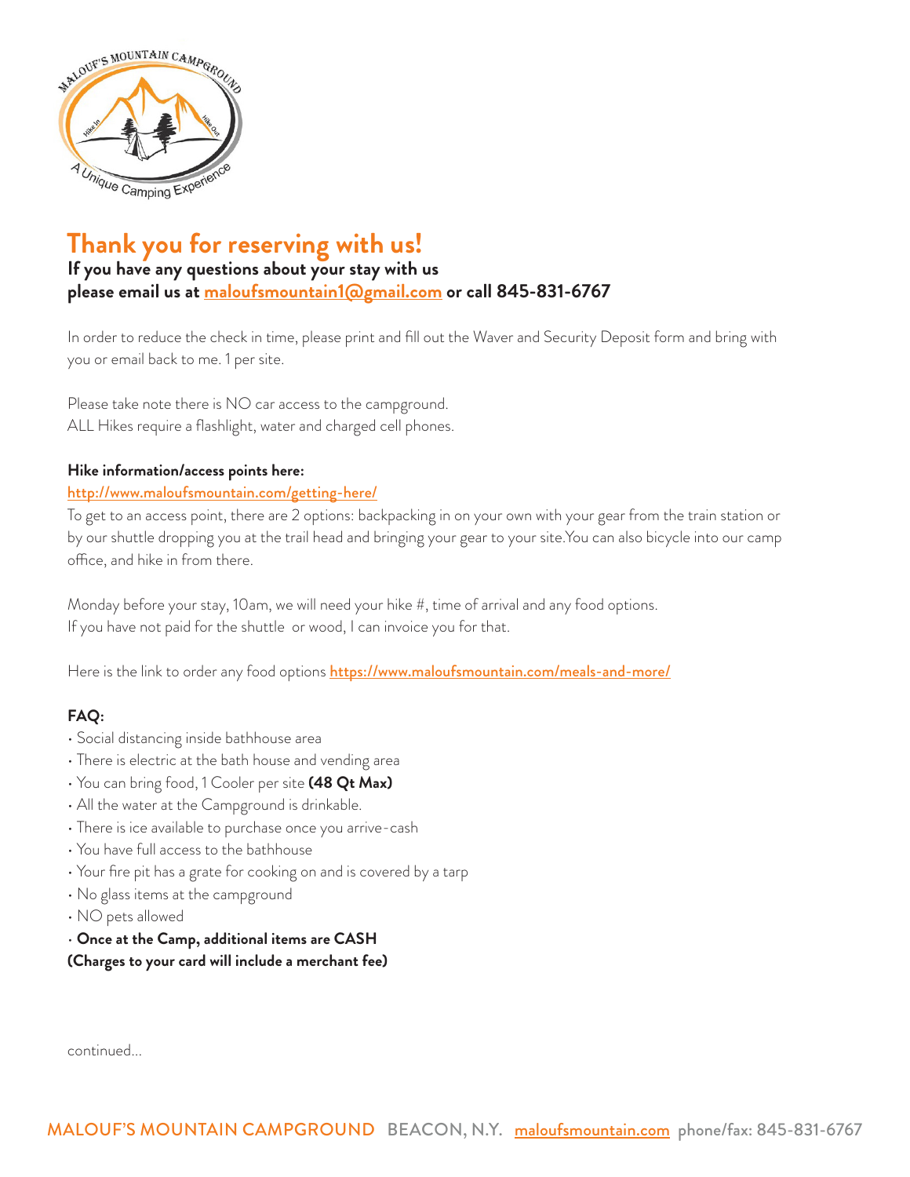# Thank you for reserving with us!

**If you have any questions about your stay with us please email us at maloufsmountain1@gmail.com or call 845-831-6767**

In order to reduce the check in time, please print and fill out the Waver and Security Deposit form and bring with you or email back to me. 1 per site.

Please take note there is NO car access to the campground.
ALL Hikes require a flashlight, water and charged cell phones.

**Hike information/access points here:**
http://www.maloufsmountain.com/getting-here/
To get to an access point, there are 2 options: backpacking in on your own with your gear from the train station or by our shuttle dropping you at the trail head and bringing your gear to your site.You can also bicycle into our camp office, and hike in from there.

Monday before your stay, 10am, we will need your hike #, time of arrival and any food options.
If you have not paid for the shuttle or wood, I can invoice you for that.

Here is the link to order any food options **https://www.maloufsmountain.com/meals-and-more/**

**FAQ:**

- Social distancing inside bathhouse area
- There is electric at the bath house and vending area
- You can bring food, 1 Cooler per site **(48 Qt Max)**
- All the water at the Campground is drinkable.
- There is ice available to purchase once you arrive-cash
- You have full access to the bathhouse
- Your fire pit has a grate for cooking on and is covered by a tarp
- No glass items at the campground
- NO pets allowed
- **Once at the Camp, additional items are CASH (Charges to your card will include a merchant fee)**

continued...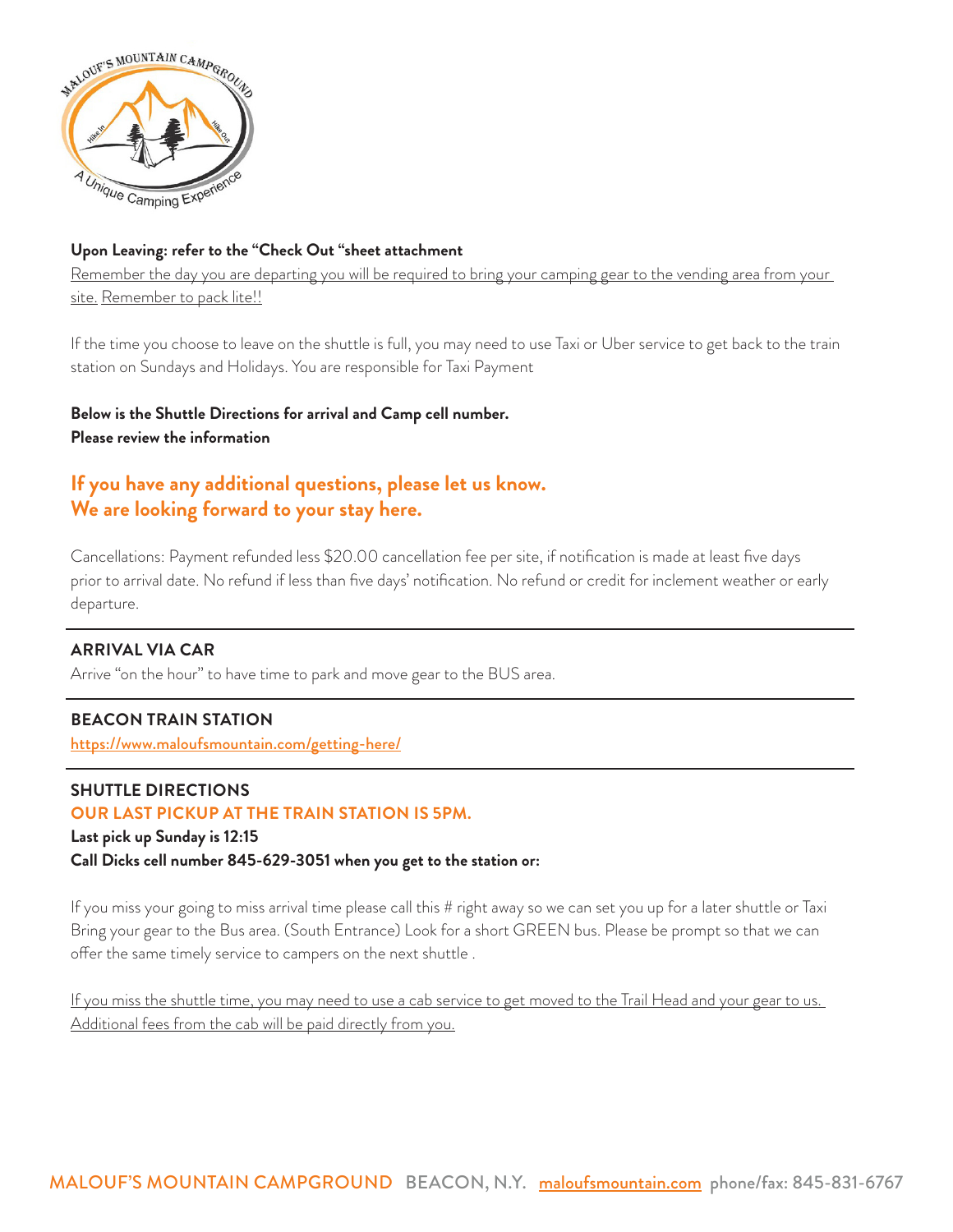**Upon Leaving: refer to the "Check Out "sheet attachment**

Remember the day you are departing you will be required to bring your camping gear to the vending area from your site. Remember to pack lite!!

If the time you choose to leave on the shuttle is full, you may need to use Taxi or Uber service to get back to the train station on Sundays and Holidays. You are responsible for Taxi Payment

**Below is the Shuttle Directions for arrival and Camp cell number.**
**Please review the information**

## If you have any additional questions, please let us know. We are looking forward to your stay here.

Cancellations: Payment refunded less $20.00 cancellation fee per site, if notification is made at least five days prior to arrival date. No refund if less than five days' notification. No refund or credit for inclement weather or early departure.

---

### ARRIVAL VIA CAR

Arrive "on the hour" to have time to park and move gear to the BUS area.

---

### BEACON TRAIN STATION

https://www.maloufsmountain.com/getting-here/

---

### SHUTTLE DIRECTIONS

**OUR LAST PICKUP AT THE TRAIN STATION IS 5PM.**

**Last pick up Sunday is 12:15**

**Call Dicks cell number 845-629-3051 when you get to the station or:**

If you miss your going to miss arrival time please call this # right away so we can set you up for a later shuttle or Taxi Bring your gear to the Bus area. (South Entrance) Look for a short GREEN bus. Please be prompt so that we can offer the same timely service to campers on the next shuttle .

If you miss the shuttle time, you may need to use a cab service to get moved to the Trail Head and your gear to us. Additional fees from the cab will be paid directly from you.

MALOUF'S MOUNTAIN CAMPGROUND BEACON, N.Y. maloufsmountain.com phone/fax: 845-831-6767